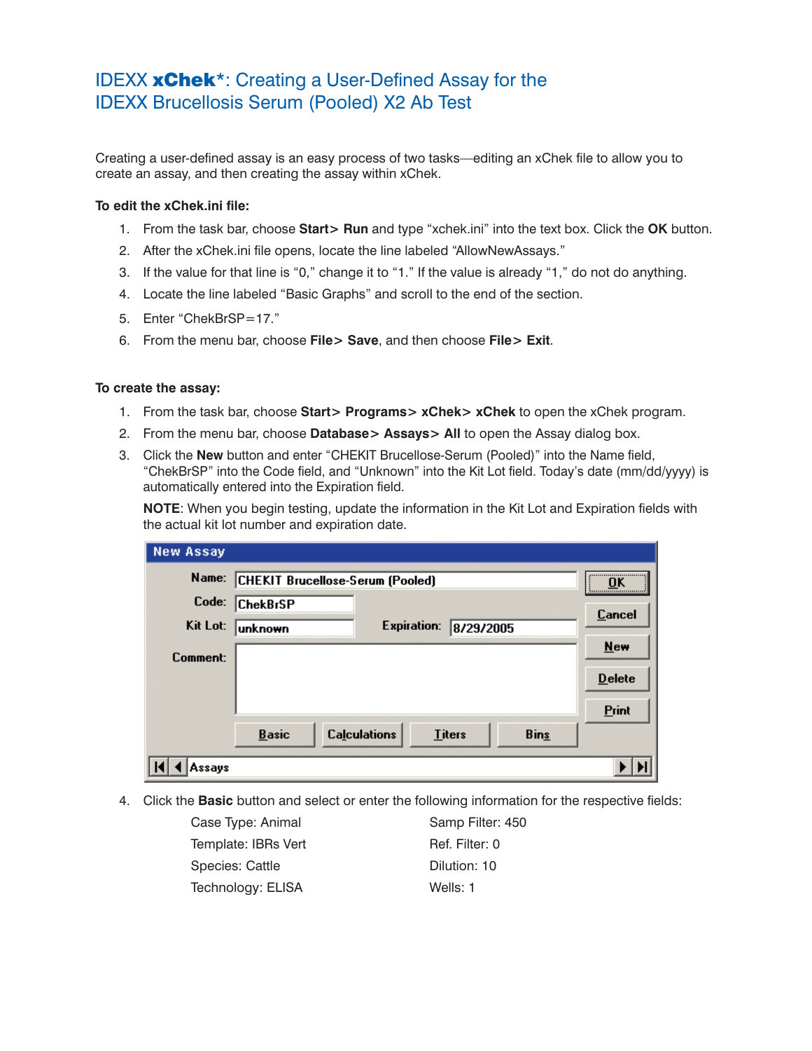# IDEXX **xChek***: Creating a User-Defined Assay for the IDEXX Brucellosis Serum (Pooled) X2 Ab Test

Creating a user-defined assay is an easy process of two tasks—editing an xChek file to allow you to create an assay, and then creating the assay within xChek.

**To edit the xChek.ini file:**

1. From the task bar, choose **Start> Run** and type "xchek.ini" into the text box. Click the **OK** button.
2. After the xChek.ini file opens, locate the line labeled "AllowNewAssays."
3. If the value for that line is "0," change it to "1." If the value is already "1," do not do anything.
4. Locate the line labeled "Basic Graphs" and scroll to the end of the section.
5. Enter "ChekBrSP=17."
6. From the menu bar, choose **File> Save**, and then choose **File> Exit**.

**To create the assay:**

1. From the task bar, choose **Start> Programs> xChek> xChek** to open the xChek program.
2. From the menu bar, choose **Database> Assays> All** to open the Assay dialog box.
3. Click the **New** button and enter "CHEKIT Brucellose-Serum (Pooled)" into the Name field, "ChekBrSP" into the Code field, and "Unknown" into the Kit Lot field. Today's date (mm/dd/yyyy) is automatically entered into the Expiration field.

   **NOTE**: When you begin testing, update the information in the Kit Lot and Expiration fields with the actual kit lot number and expiration date.

4. Click the **Basic** button and select or enter the following information for the respective fields:

| | |
|---|---|
| Case Type: Animal | Samp Filter: 450 |
| Template: IBRs Vert | Ref. Filter: 0 |
| Species: Cattle | Dilution: 10 |
| Technology: ELISA | Wells: 1 |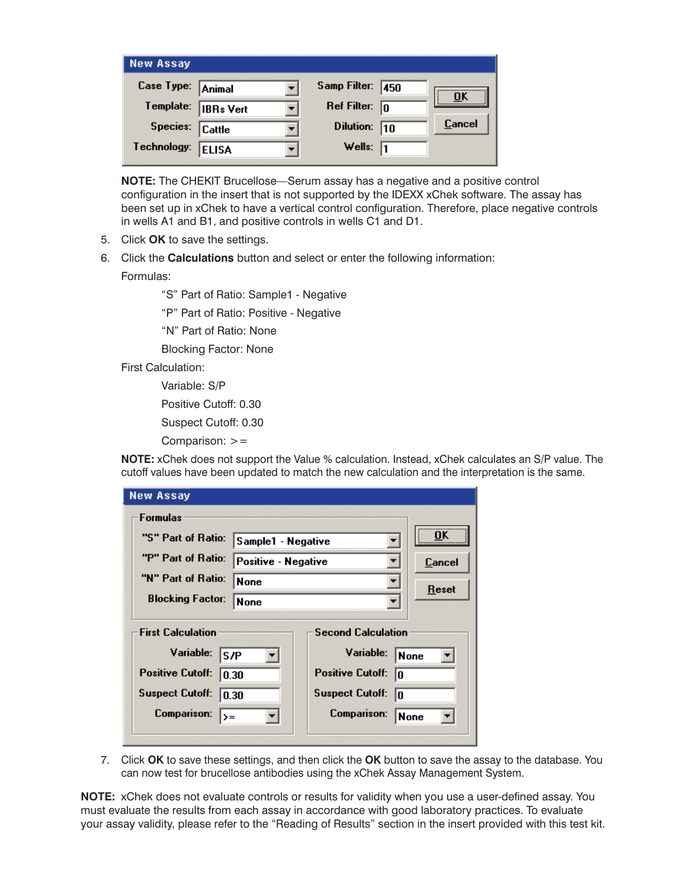**New Assay**

| Case Type: | Animal | Samp Filter: | 450 |
| --- | --- | --- | --- |
| Template: | IBRs Vert | Ref Filter: | 0 |
| Species: | Cattle | Dilution: | 10 |
| Technology: | ELISA | Wells: | 1 |

OK | Cancel

**NOTE:** The CHEKIT Brucellose—Serum assay has a negative and a positive control configuration in the insert that is not supported by the IDEXX xChek software. The assay has been set up in xChek to have a vertical control configuration. Therefore, place negative controls in wells A1 and B1, and positive controls in wells C1 and D1.

5. Click **OK** to save the settings.
6. Click the **Calculations** button and select or enter the following information:

   Formulas:

   - "S" Part of Ratio: Sample1 - Negative
   - "P" Part of Ratio: Positive - Negative
   - "N" Part of Ratio: None
   - Blocking Factor: None

   First Calculation:

   - Variable: S/P
   - Positive Cutoff: 0.30
   - Suspect Cutoff: 0.30
   - Comparison: >=

   **NOTE:** xChek does not support the Value % calculation. Instead, xChek calculates an S/P value. The cutoff values have been updated to match the new calculation and the interpretation is the same.

**New Assay**

Formulas

| | |
| --- | --- |
| "S" Part of Ratio: | Sample1 - Negative |
| "P" Part of Ratio: | Positive - Negative |
| "N" Part of Ratio: | None |
| Blocking Factor: | None |

OK | Cancel | Reset

| First Calculation | | Second Calculation | |
| --- | --- | --- | --- |
| Variable: | S/P | Variable: | None |
| Positive Cutoff: | 0.30 | Positive Cutoff: | 0 |
| Suspect Cutoff: | 0.30 | Suspect Cutoff: | 0 |
| Comparison: | >= | Comparison: | None |

7. Click **OK** to save these settings, and then click the **OK** button to save the assay to the database. You can now test for brucellose antibodies using the xChek Assay Management System.

**NOTE:** xChek does not evaluate controls or results for validity when you use a user-defined assay. You must evaluate the results from each assay in accordance with good laboratory practices. To evaluate your assay validity, please refer to the "Reading of Results" section in the insert provided with this test kit.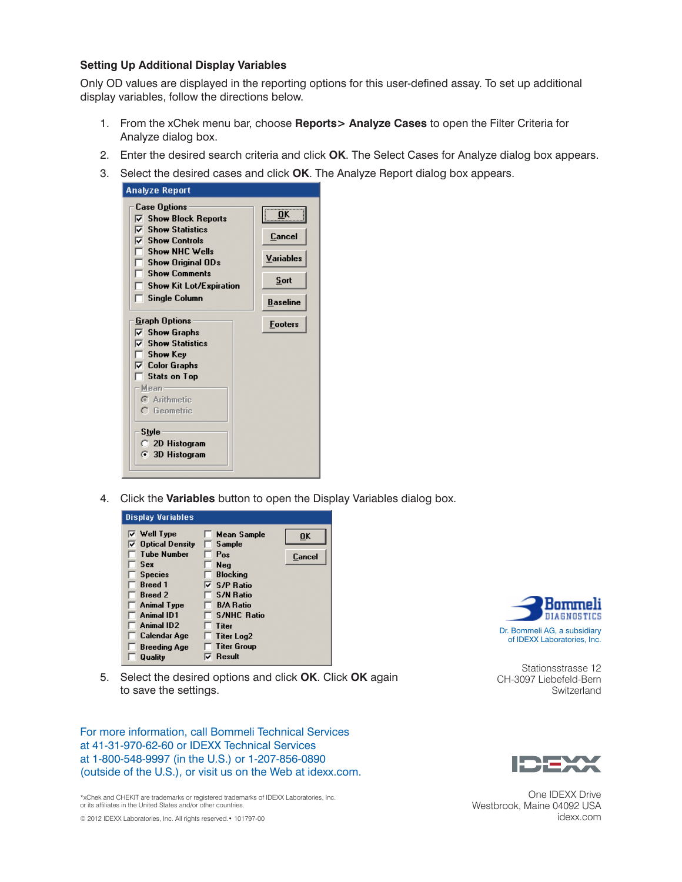### Setting Up Additional Display Variables

Only OD values are displayed in the reporting options for this user-defined assay. To set up additional display variables, follow the directions below.

1. From the xChek menu bar, choose **Reports> Analyze Cases** to open the Filter Criteria for Analyze dialog box.
2. Enter the desired search criteria and click **OK**. The Select Cases for Analyze dialog box appears.
3. Select the desired cases and click **OK**. The Analyze Report dialog box appears.

Analyze Report

Case Options
- [x] Show Block Reports
- [x] Show Statistics
- [x] Show Controls
- [ ] Show NHC Wells
- [ ] Show Original ODs
- [ ] Show Comments
- [ ] Show Kit Lot/Expiration
- [ ] Single Column

Graph Options
- [x] Show Graphs
- [x] Show Statistics
- [ ] Show Key
- [x] Color Graphs
- [ ] Stats on Top

Mean
- (•) Arithmetic
- ( ) Geometric

Style
- ( ) 2D Histogram
- (•) 3D Histogram

OK | Cancel | Variables | Sort | Baseline | Footers

4. Click the **Variables** button to open the Display Variables dialog box.

Display Variables

- [x] Well Type
- [x] Optical Density
- [ ] Tube Number
- [ ] Sex
- [ ] Species
- [ ] Breed 1
- [ ] Breed 2
- [ ] Animal Type
- [ ] Animal ID1
- [ ] Animal ID2
- [ ] Calendar Age
- [ ] Breeding Age
- [ ] Quality
- [ ] Mean Sample
- [ ] Sample
- [ ] Pos
- [ ] Neg
- [ ] Blocking
- [x] S/P Ratio
- [ ] S/N Ratio
- [ ] B/A Ratio
- [ ] S/NHC Ratio
- [ ] Titer
- [ ] Titer Log2
- [ ] Titer Group
- [x] Result

OK | Cancel

5. Select the desired options and click **OK**. Click **OK** again to save the settings.

Bommeli DIAGNOSTICS

Dr. Bommeli AG, a subsidiary of IDEXX Laboratories, Inc.

Stationsstrasse 12
CH-3097 Liebefeld-Bern
Switzerland

For more information, call Bommeli Technical Services at 41-31-970-62-60 or IDEXX Technical Services at 1-800-548-9997 (in the U.S.) or 1-207-856-0890 (outside of the U.S.), or visit us on the Web at idexx.com.

IDEXX

One IDEXX Drive
Westbrook, Maine 04092 USA
idexx.com

*xChek and CHEKIT are trademarks or registered trademarks of IDEXX Laboratories, Inc. or its affiliates in the United States and/or other countries.

© 2012 IDEXX Laboratories, Inc. All rights reserved. • 101797-00